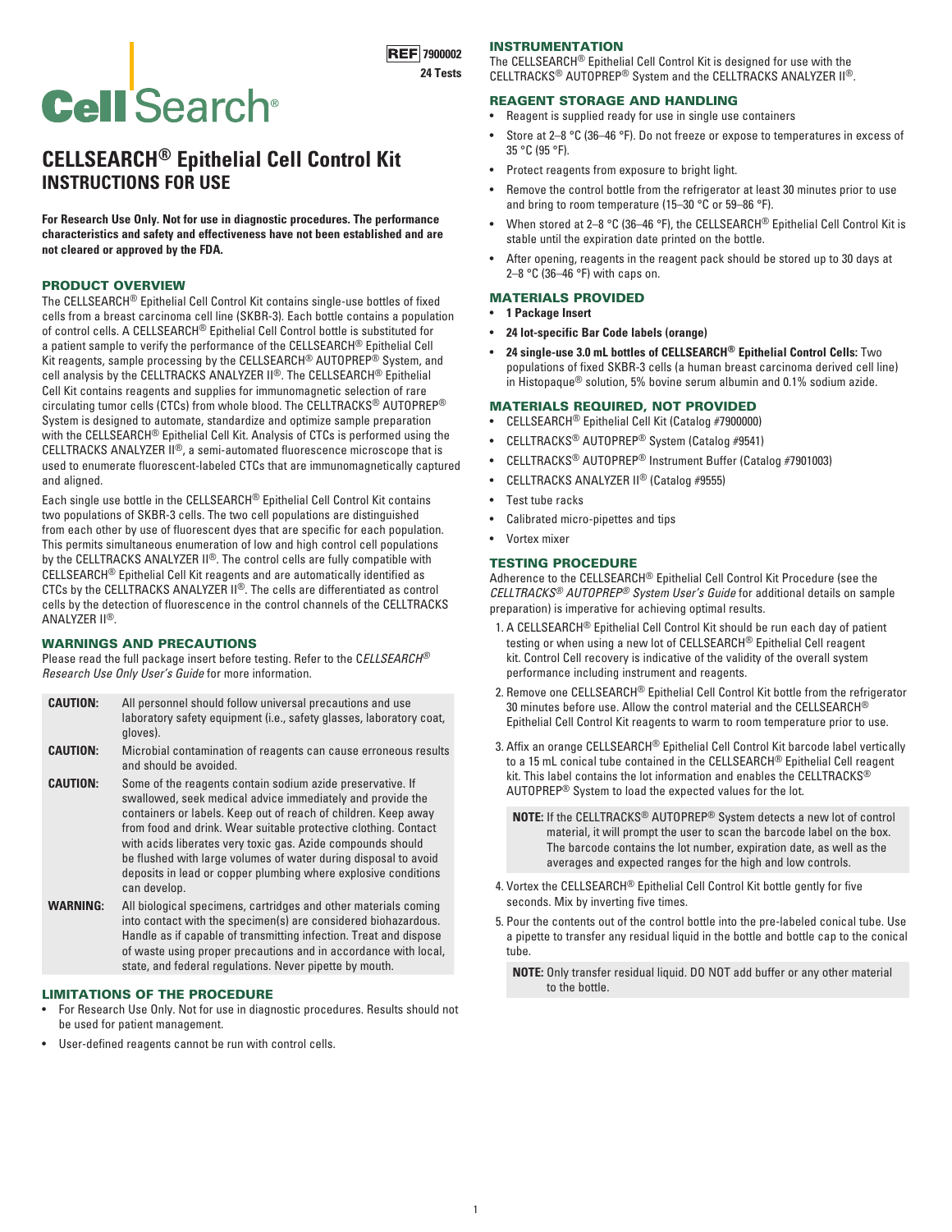CellSearch®

**REF 7900002**
**24 Tests**

# CELLSEARCH® Epithelial Cell Control Kit
## INSTRUCTIONS FOR USE

**For Research Use Only. Not for use in diagnostic procedures. The performance characteristics and safety and effectiveness have not been established and are not cleared or approved by the FDA.**

## PRODUCT OVERVIEW

The CELLSEARCH® Epithelial Cell Control Kit contains single-use bottles of fixed cells from a breast carcinoma cell line (SKBR-3). Each bottle contains a population of control cells. A CELLSEARCH® Epithelial Cell Control bottle is substituted for a patient sample to verify the performance of the CELLSEARCH® Epithelial Cell Kit reagents, sample processing by the CELLSEARCH® AUTOPREP® System, and cell analysis by the CELLTRACKS ANALYZER II®. The CELLSEARCH® Epithelial Cell Kit contains reagents and supplies for immunomagnetic selection of rare circulating tumor cells (CTCs) from whole blood. The CELLTRACKS® AUTOPREP® System is designed to automate, standardize and optimize sample preparation with the CELLSEARCH® Epithelial Cell Kit. Analysis of CTCs is performed using the CELLTRACKS ANALYZER II®, a semi-automated fluorescence microscope that is used to enumerate fluorescent-labeled CTCs that are immunomagnetically captured and aligned.

Each single use bottle in the CELLSEARCH® Epithelial Cell Control Kit contains two populations of SKBR-3 cells. The two cell populations are distinguished from each other by use of fluorescent dyes that are specific for each population. This permits simultaneous enumeration of low and high control cell populations by the CELLTRACKS ANALYZER II®. The control cells are fully compatible with CELLSEARCH® Epithelial Cell Kit reagents and are automatically identified as CTCs by the CELLTRACKS ANALYZER II®. The cells are differentiated as control cells by the detection of fluorescence in the control channels of the CELLTRACKS ANALYZER II®.

## WARNINGS AND PRECAUTIONS

Please read the full package insert before testing. Refer to the *CELLSEARCH® Research Use Only User's Guide* for more information.

| | |
|---|---|
| **CAUTION:** | All personnel should follow universal precautions and use laboratory safety equipment (i.e., safety glasses, laboratory coat, gloves). |
| **CAUTION:** | Microbial contamination of reagents can cause erroneous results and should be avoided. |
| **CAUTION:** | Some of the reagents contain sodium azide preservative. If swallowed, seek medical advice immediately and provide the containers or labels. Keep out of reach of children. Keep away from food and drink. Wear suitable protective clothing. Contact with acids liberates very toxic gas. Azide compounds should be flushed with large volumes of water during disposal to avoid deposits in lead or copper plumbing where explosive conditions can develop. |
| **WARNING:** | All biological specimens, cartridges and other materials coming into contact with the specimen(s) are considered biohazardous. Handle as if capable of transmitting infection. Treat and dispose of waste using proper precautions and in accordance with local, state, and federal regulations. Never pipette by mouth. |

## LIMITATIONS OF THE PROCEDURE

- For Research Use Only. Not for use in diagnostic procedures. Results should not be used for patient management.
- User-defined reagents cannot be run with control cells.

## INSTRUMENTATION

The CELLSEARCH® Epithelial Cell Control Kit is designed for use with the CELLTRACKS® AUTOPREP® System and the CELLTRACKS ANALYZER II®.

## REAGENT STORAGE AND HANDLING

- Reagent is supplied ready for use in single use containers
- Store at 2–8 °C (36–46 °F). Do not freeze or expose to temperatures in excess of 35 °C (95 °F).
- Protect reagents from exposure to bright light.
- Remove the control bottle from the refrigerator at least 30 minutes prior to use and bring to room temperature (15–30 °C or 59–86 °F).
- When stored at 2–8 °C (36–46 °F), the CELLSEARCH® Epithelial Cell Control Kit is stable until the expiration date printed on the bottle.
- After opening, reagents in the reagent pack should be stored up to 30 days at 2–8 °C (36–46 °F) with caps on.

## MATERIALS PROVIDED

- **1 Package Insert**
- **24 lot-specific Bar Code labels (orange)**
- **24 single-use 3.0 mL bottles of CELLSEARCH® Epithelial Control Cells:** Two populations of fixed SKBR-3 cells (a human breast carcinoma derived cell line) in Histopaque® solution, 5% bovine serum albumin and 0.1% sodium azide.

## MATERIALS REQUIRED, NOT PROVIDED

- CELLSEARCH® Epithelial Cell Kit (Catalog #7900000)
- CELLTRACKS® AUTOPREP® System (Catalog #9541)
- CELLTRACKS® AUTOPREP® Instrument Buffer (Catalog #7901003)
- CELLTRACKS ANALYZER II® (Catalog #9555)
- Test tube racks
- Calibrated micro-pipettes and tips
- Vortex mixer

## TESTING PROCEDURE

Adherence to the CELLSEARCH® Epithelial Cell Control Kit Procedure (see the *CELLTRACKS® AUTOPREP® System User's Guide* for additional details on sample preparation) is imperative for achieving optimal results.

1. A CELLSEARCH® Epithelial Cell Control Kit should be run each day of patient testing or when using a new lot of CELLSEARCH® Epithelial Cell reagent kit. Control Cell recovery is indicative of the validity of the overall system performance including instrument and reagents.
2. Remove one CELLSEARCH® Epithelial Cell Control Kit bottle from the refrigerator 30 minutes before use. Allow the control material and the CELLSEARCH® Epithelial Cell Control Kit reagents to warm to room temperature prior to use.
3. Affix an orange CELLSEARCH® Epithelial Cell Control Kit barcode label vertically to a 15 mL conical tube contained in the CELLSEARCH® Epithelial Cell reagent kit. This label contains the lot information and enables the CELLTRACKS® AUTOPREP® System to load the expected values for the lot.

   **NOTE:** If the CELLTRACKS® AUTOPREP® System detects a new lot of control material, it will prompt the user to scan the barcode label on the box. The barcode contains the lot number, expiration date, as well as the averages and expected ranges for the high and low controls.

4. Vortex the CELLSEARCH® Epithelial Cell Control Kit bottle gently for five seconds. Mix by inverting five times.
5. Pour the contents out of the control bottle into the pre-labeled conical tube. Use a pipette to transfer any residual liquid in the bottle and bottle cap to the conical tube.

   **NOTE:** Only transfer residual liquid. DO NOT add buffer or any other material to the bottle.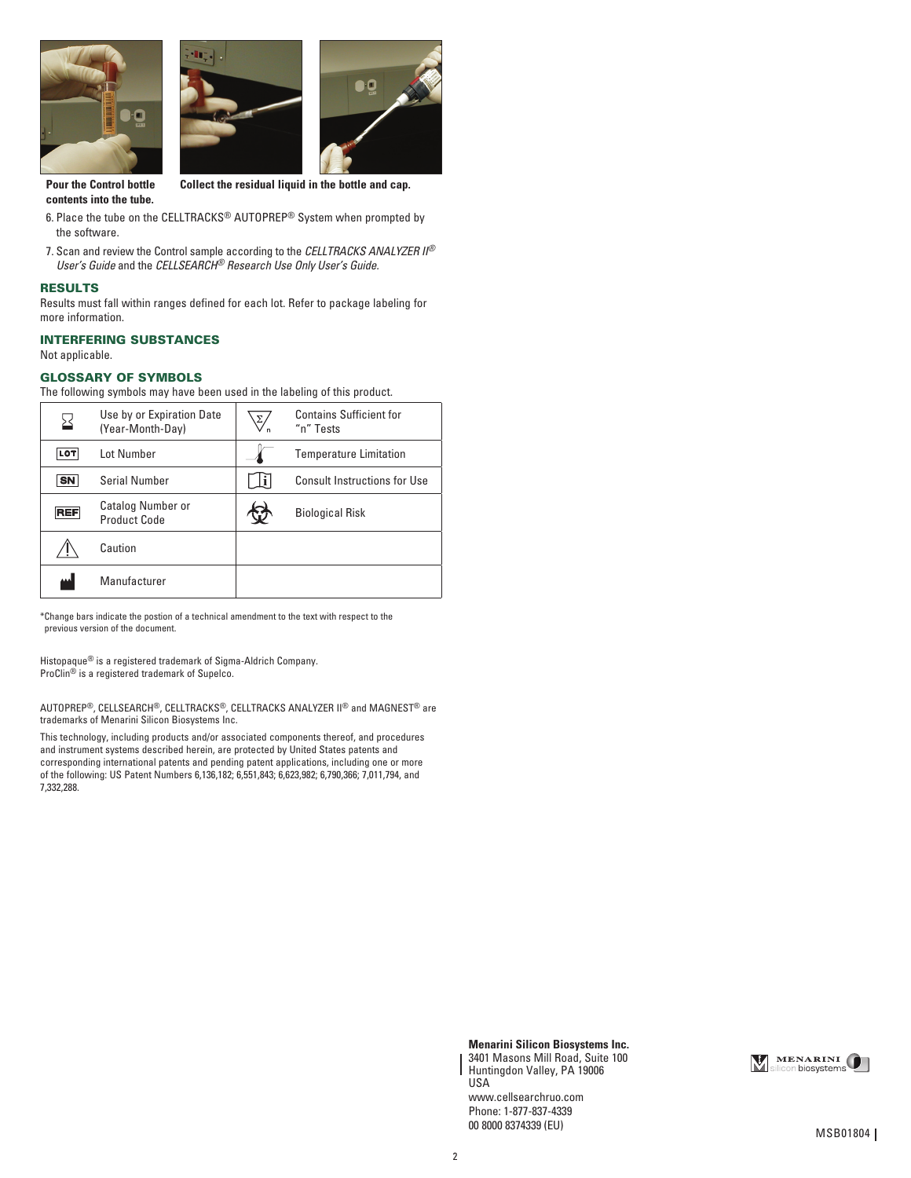**Pour the Control bottle contents into the tube.**

**Collect the residual liquid in the bottle and cap.**

6. Place the tube on the CELLTRACKS® AUTOPREP® System when prompted by the software.
7. Scan and review the Control sample according to the *CELLTRACKS ANALYZER II® User's Guide* and the *CELLSEARCH® Research Use Only User's Guide.*

## RESULTS

Results must fall within ranges defined for each lot. Refer to package labeling for more information.

## INTERFERING SUBSTANCES

Not applicable.

## GLOSSARY OF SYMBOLS

The following symbols may have been used in the labeling of this product.

| | | | |
|---|---|---|---|
| ⌛ | Use by or Expiration Date (Year-Month-Day) | Σ n | Contains Sufficient for "n" Tests |
| LOT | Lot Number | 🌡 | Temperature Limitation |
| SN | Serial Number | ℹ | Consult Instructions for Use |
| REF | Catalog Number or Product Code | ☣ | Biological Risk |
| ⚠ | Caution | | |
| 🏭 | Manufacturer | | |

*Change bars indicate the postion of a technical amendment to the text with respect to the previous version of the document.

Histopaque® is a registered trademark of Sigma-Aldrich Company.
ProClin® is a registered trademark of Supelco.

AUTOPREP®, CELLSEARCH®, CELLTRACKS®, CELLTRACKS ANALYZER II® and MAGNEST® are trademarks of Menarini Silicon Biosystems Inc.

This technology, including products and/or associated components thereof, and procedures and instrument systems described herein, are protected by United States patents and corresponding international patents and pending patent applications, including one or more of the following: US Patent Numbers 6,136,182; 6,551,843; 6,623,982; 6,790,366; 7,011,794, and 7,332,288.

**Menarini Silicon Biosystems Inc.**
3401 Masons Mill Road, Suite 100
Huntingdon Valley, PA 19006
USA
www.cellsearchruo.com
Phone: 1-877-837-4339
00 8000 8374339 (EU)

MENARINI silicon biosystems

MSB01804